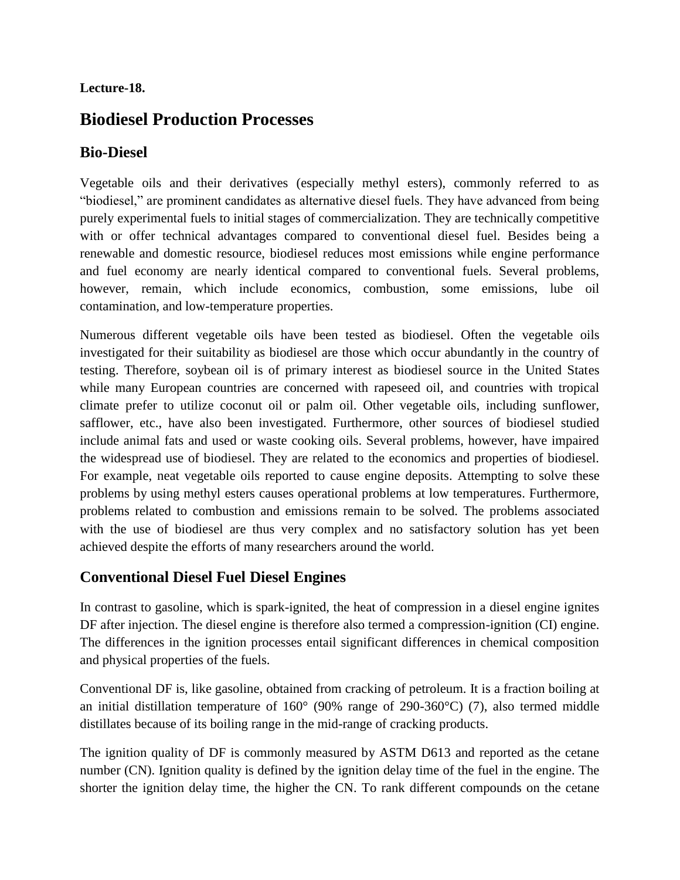**Lecture-18.**

# Biodiesel Production Processes

## Bio-Diesel

Vegetable oils and their derivatives (especially methyl esters), commonly referred to as "biodiesel," are prominent candidates as alternative diesel fuels. They have advanced from being purely experimental fuels to initial stages of commercialization. They are technically competitive with or offer technical advantages compared to conventional diesel fuel. Besides being a renewable and domestic resource, biodiesel reduces most emissions while engine performance and fuel economy are nearly identical compared to conventional fuels. Several problems, however, remain, which include economics, combustion, some emissions, lube oil contamination, and low-temperature properties.

Numerous different vegetable oils have been tested as biodiesel. Often the vegetable oils investigated for their suitability as biodiesel are those which occur abundantly in the country of testing. Therefore, soybean oil is of primary interest as biodiesel source in the United States while many European countries are concerned with rapeseed oil, and countries with tropical climate prefer to utilize coconut oil or palm oil. Other vegetable oils, including sunflower, safflower, etc., have also been investigated. Furthermore, other sources of biodiesel studied include animal fats and used or waste cooking oils. Several problems, however, have impaired the widespread use of biodiesel. They are related to the economics and properties of biodiesel. For example, neat vegetable oils reported to cause engine deposits. Attempting to solve these problems by using methyl esters causes operational problems at low temperatures. Furthermore, problems related to combustion and emissions remain to be solved. The problems associated with the use of biodiesel are thus very complex and no satisfactory solution has yet been achieved despite the efforts of many researchers around the world.

## Conventional Diesel Fuel Diesel Engines

In contrast to gasoline, which is spark-ignited, the heat of compression in a diesel engine ignites DF after injection. The diesel engine is therefore also termed a compression-ignition (CI) engine. The differences in the ignition processes entail significant differences in chemical composition and physical properties of the fuels.

Conventional DF is, like gasoline, obtained from cracking of petroleum. It is a fraction boiling at an initial distillation temperature of 160° (90% range of 290-360°C) (7), also termed middle distillates because of its boiling range in the mid-range of cracking products.

The ignition quality of DF is commonly measured by ASTM D613 and reported as the cetane number (CN). Ignition quality is defined by the ignition delay time of the fuel in the engine. The shorter the ignition delay time, the higher the CN. To rank different compounds on the cetane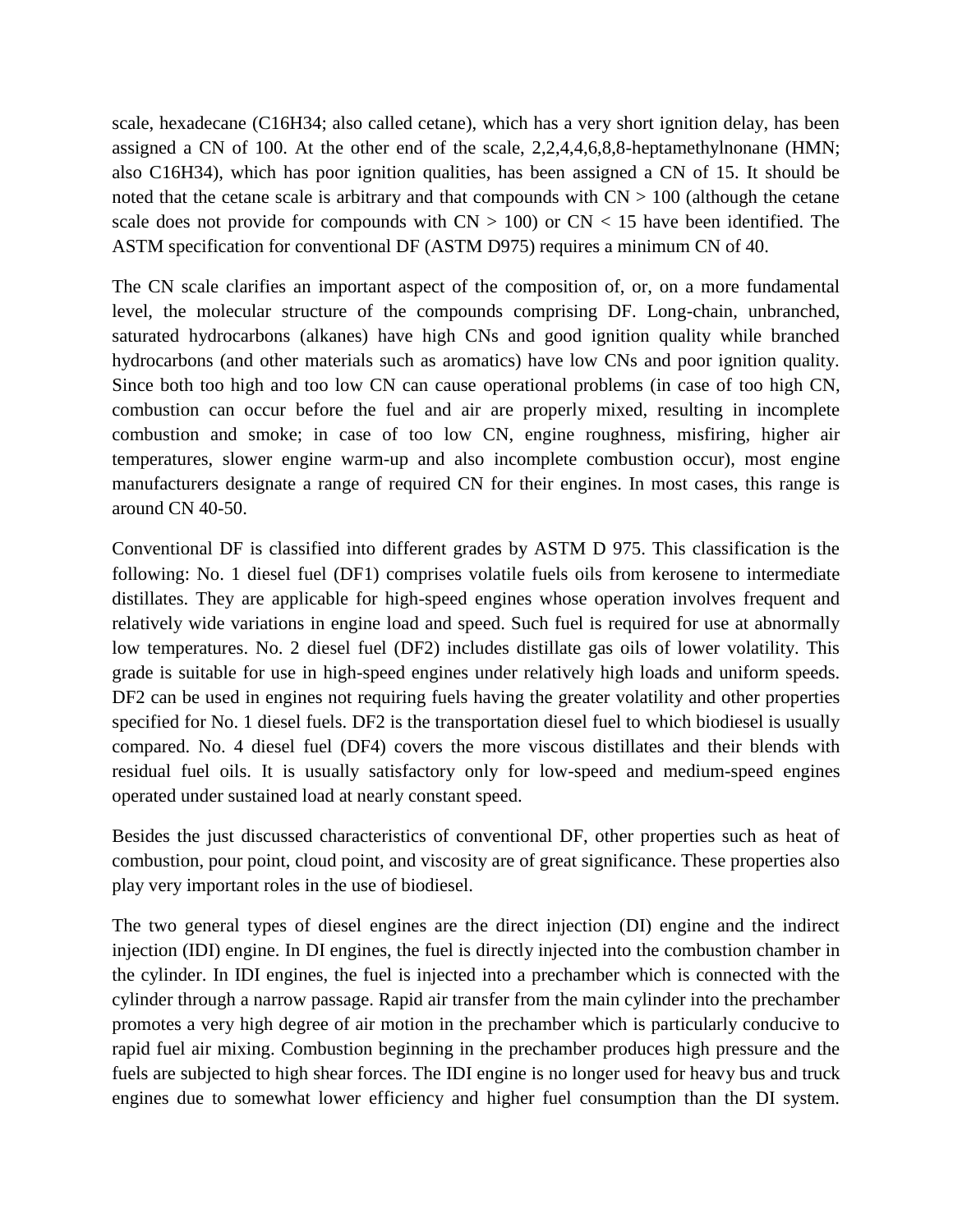scale, hexadecane ($C_{16}H_{34}$; also called cetane), which has a very short ignition delay, has been assigned a CN of 100. At the other end of the scale, 2,2,4,4,6,8,8-heptamethylnonane (HMN; also $C_{16}H_{34}$), which has poor ignition qualities, has been assigned a CN of 15. It should be noted that the cetane scale is arbitrary and that compounds with $CN > 100$ (although the cetane scale does not provide for compounds with $CN > 100$) or $CN < 15$ have been identified. The ASTM specification for conventional DF (ASTM D975) requires a minimum CN of 40.

The CN scale clarifies an important aspect of the composition of, or, on a more fundamental level, the molecular structure of the compounds comprising DF. Long-chain, unbranched, saturated hydrocarbons (alkanes) have high CNs and good ignition quality while branched hydrocarbons (and other materials such as aromatics) have low CNs and poor ignition quality. Since both too high and too low CN can cause operational problems (in case of too high CN, combustion can occur before the fuel and air are properly mixed, resulting in incomplete combustion and smoke; in case of too low CN, engine roughness, misfiring, higher air temperatures, slower engine warm-up and also incomplete combustion occur), most engine manufacturers designate a range of required CN for their engines. In most cases, this range is around CN 40-50.

Conventional DF is classified into different grades by ASTM D 975. This classification is the following: No. 1 diesel fuel (DF1) comprises volatile fuels oils from kerosene to intermediate distillates. They are applicable for high-speed engines whose operation involves frequent and relatively wide variations in engine load and speed. Such fuel is required for use at abnormally low temperatures. No. 2 diesel fuel (DF2) includes distillate gas oils of lower volatility. This grade is suitable for use in high-speed engines under relatively high loads and uniform speeds. DF2 can be used in engines not requiring fuels having the greater volatility and other properties specified for No. 1 diesel fuels. DF2 is the transportation diesel fuel to which biodiesel is usually compared. No. 4 diesel fuel (DF4) covers the more viscous distillates and their blends with residual fuel oils. It is usually satisfactory only for low-speed and medium-speed engines operated under sustained load at nearly constant speed.

Besides the just discussed characteristics of conventional DF, other properties such as heat of combustion, pour point, cloud point, and viscosity are of great significance. These properties also play very important roles in the use of biodiesel.

The two general types of diesel engines are the direct injection (DI) engine and the indirect injection (IDI) engine. In DI engines, the fuel is directly injected into the combustion chamber in the cylinder. In IDI engines, the fuel is injected into a prechamber which is connected with the cylinder through a narrow passage. Rapid air transfer from the main cylinder into the prechamber promotes a very high degree of air motion in the prechamber which is particularly conducive to rapid fuel air mixing. Combustion beginning in the prechamber produces high pressure and the fuels are subjected to high shear forces. The IDI engine is no longer used for heavy bus and truck engines due to somewhat lower efficiency and higher fuel consumption than the DI system.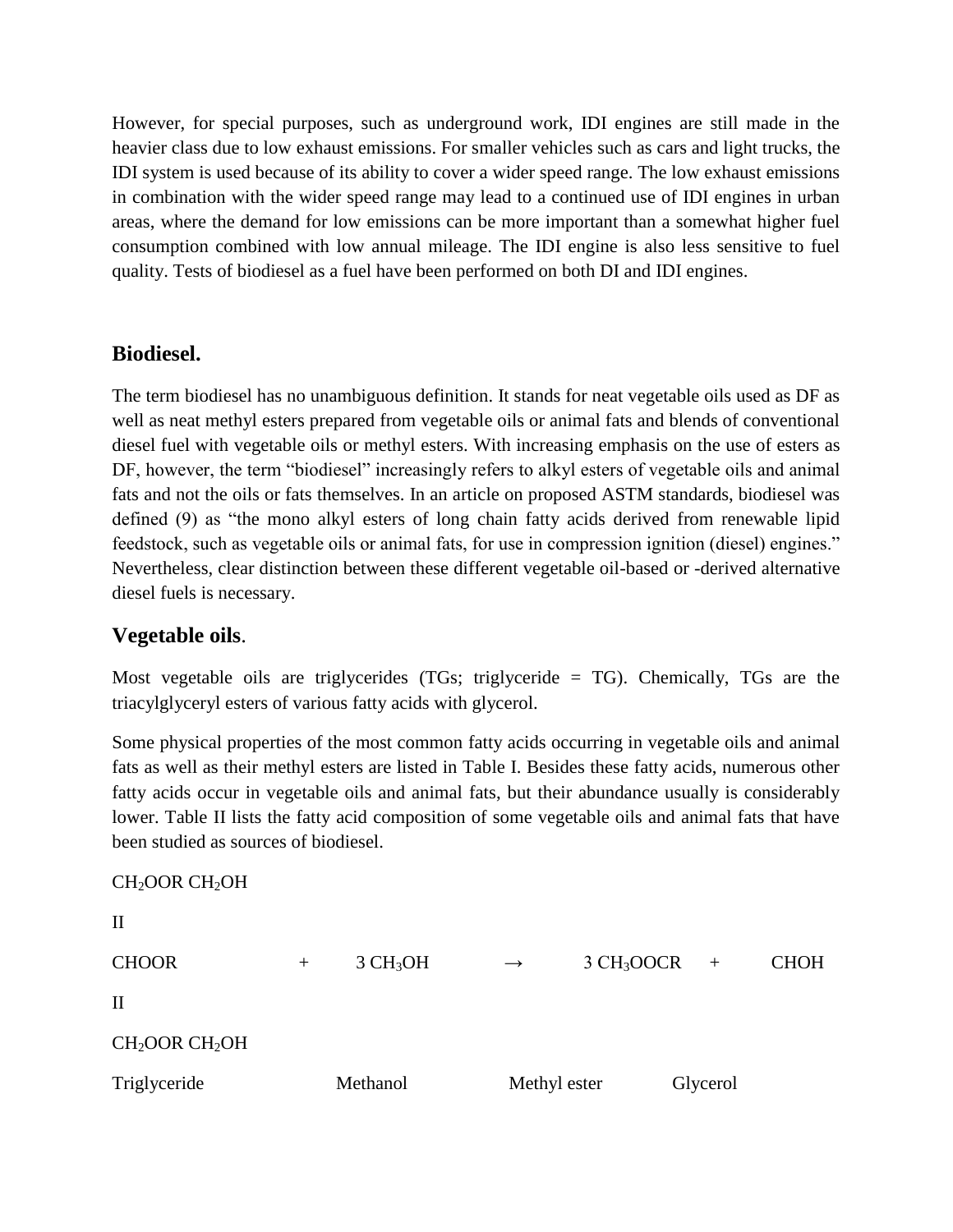However, for special purposes, such as underground work, IDI engines are still made in the heavier class due to low exhaust emissions. For smaller vehicles such as cars and light trucks, the IDI system is used because of its ability to cover a wider speed range. The low exhaust emissions in combination with the wider speed range may lead to a continued use of IDI engines in urban areas, where the demand for low emissions can be more important than a somewhat higher fuel consumption combined with low annual mileage. The IDI engine is also less sensitive to fuel quality. Tests of biodiesel as a fuel have been performed on both DI and IDI engines.

## Biodiesel.

The term biodiesel has no unambiguous definition. It stands for neat vegetable oils used as DF as well as neat methyl esters prepared from vegetable oils or animal fats and blends of conventional diesel fuel with vegetable oils or methyl esters. With increasing emphasis on the use of esters as DF, however, the term "biodiesel" increasingly refers to alkyl esters of vegetable oils and animal fats and not the oils or fats themselves. In an article on proposed ASTM standards, biodiesel was defined (9) as "the mono alkyl esters of long chain fatty acids derived from renewable lipid feedstock, such as vegetable oils or animal fats, for use in compression ignition (diesel) engines." Nevertheless, clear distinction between these different vegetable oil-based or -derived alternative diesel fuels is necessary.

## Vegetable oils.

Most vegetable oils are triglycerides (TGs; triglyceride = TG). Chemically, TGs are the triacylglyceryl esters of various fatty acids with glycerol.

Some physical properties of the most common fatty acids occurring in vegetable oils and animal fats as well as their methyl esters are listed in Table I. Besides these fatty acids, numerous other fatty acids occur in vegetable oils and animal fats, but their abundance usually is considerably lower. Table II lists the fatty acid composition of some vegetable oils and animal fats that have been studied as sources of biodiesel.

$CH_2OOR$ $CH_2OH$

II

$CHOOR$ + $3\ CH_3OH$ → $3\ CH_3OOCR$ + $CHOH$

II

$CH_2OOR$ $CH_2OH$

Triglyceride Methanol Methyl ester Glycerol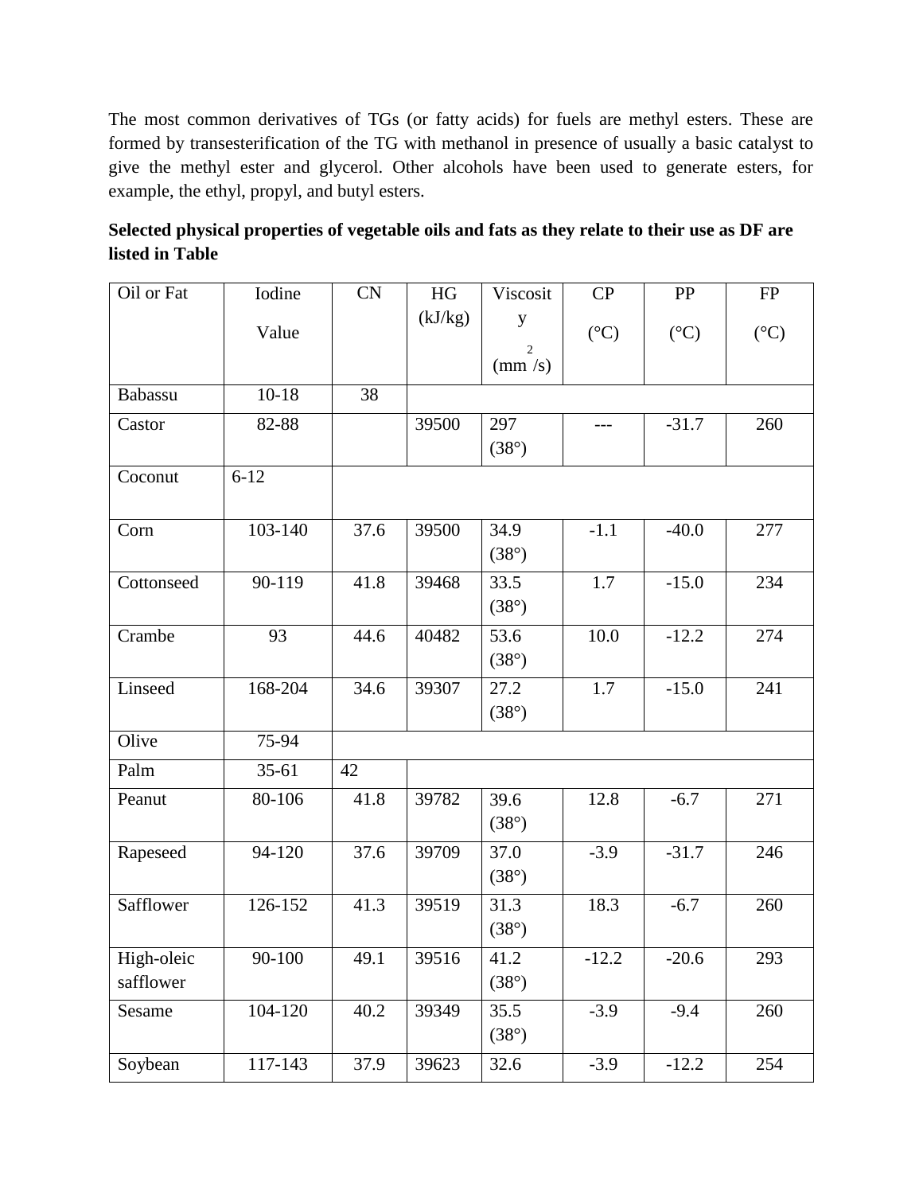The most common derivatives of TGs (or fatty acids) for fuels are methyl esters. These are formed by transesterification of the TG with methanol in presence of usually a basic catalyst to give the methyl ester and glycerol. Other alcohols have been used to generate esters, for example, the ethyl, propyl, and butyl esters.

**Selected physical properties of vegetable oils and fats as they relate to their use as DF are listed in Table**

| Oil or Fat | Iodine Value | CN | HG (kJ/kg) | Viscosity ($mm^2/s$) | CP (°C) | PP (°C) | FP (°C) |
|---|---|---|---|---|---|---|---|
| Babassu | 10-18 | 38 | | | | | |
| Castor | 82-88 | | 39500 | 297 (38°) | --- | -31.7 | 260 |
| Coconut | 6-12 | | | | | | |
| Corn | 103-140 | 37.6 | 39500 | 34.9 (38°) | -1.1 | -40.0 | 277 |
| Cottonseed | 90-119 | 41.8 | 39468 | 33.5 (38°) | 1.7 | -15.0 | 234 |
| Crambe | 93 | 44.6 | 40482 | 53.6 (38°) | 10.0 | -12.2 | 274 |
| Linseed | 168-204 | 34.6 | 39307 | 27.2 (38°) | 1.7 | -15.0 | 241 |
| Olive | 75-94 | | | | | | |
| Palm | 35-61 | 42 | | | | | |
| Peanut | 80-106 | 41.8 | 39782 | 39.6 (38°) | 12.8 | -6.7 | 271 |
| Rapeseed | 94-120 | 37.6 | 39709 | 37.0 (38°) | -3.9 | -31.7 | 246 |
| Safflower | 126-152 | 41.3 | 39519 | 31.3 (38°) | 18.3 | -6.7 | 260 |
| High-oleic safflower | 90-100 | 49.1 | 39516 | 41.2 (38°) | -12.2 | -20.6 | 293 |
| Sesame | 104-120 | 40.2 | 39349 | 35.5 (38°) | -3.9 | -9.4 | 260 |
| Soybean | 117-143 | 37.9 | 39623 | 32.6 | -3.9 | -12.2 | 254 |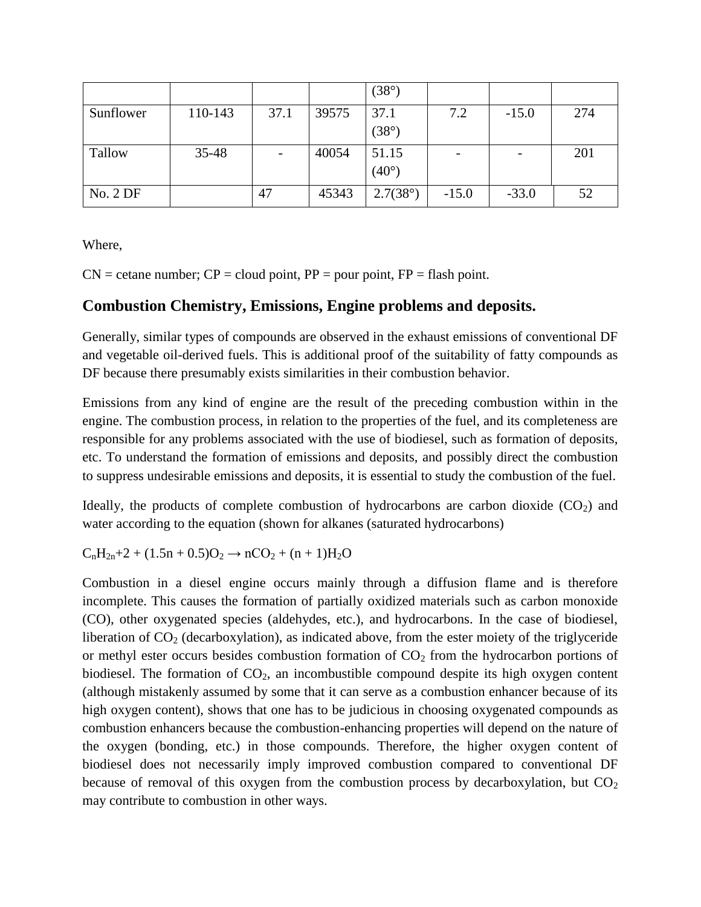| | | | | | | | |
|---|---|---|---|---|---|---|---|
| | | | | (38°) | | | |
| Sunflower | 110-143 | 37.1 | 39575 | 37.1 (38°) | 7.2 | -15.0 | 274 |
| Tallow | 35-48 | - | 40054 | 51.15 (40°) | - | - | 201 |
| No. 2 DF | | 47 | 45343 | 2.7(38°) | -15.0 | -33.0 | 52 |

Where,

CN = cetane number; CP = cloud point, PP = pour point, FP = flash point.

## Combustion Chemistry, Emissions, Engine problems and deposits.

Generally, similar types of compounds are observed in the exhaust emissions of conventional DF and vegetable oil-derived fuels. This is additional proof of the suitability of fatty compounds as DF because there presumably exists similarities in their combustion behavior.

Emissions from any kind of engine are the result of the preceding combustion within in the engine. The combustion process, in relation to the properties of the fuel, and its completeness are responsible for any problems associated with the use of biodiesel, such as formation of deposits, etc. To understand the formation of emissions and deposits, and possibly direct the combustion to suppress undesirable emissions and deposits, it is essential to study the combustion of the fuel.

Ideally, the products of complete combustion of hydrocarbons are carbon dioxide ($CO_2$) and water according to the equation (shown for alkanes (saturated hydrocarbons)

$C_nH_{2n}+2 + (1.5n + 0.5)O_2 \rightarrow nCO_2 + (n + 1)H_2O$

Combustion in a diesel engine occurs mainly through a diffusion flame and is therefore incomplete. This causes the formation of partially oxidized materials such as carbon monoxide (CO), other oxygenated species (aldehydes, etc.), and hydrocarbons. In the case of biodiesel, liberation of $CO_2$ (decarboxylation), as indicated above, from the ester moiety of the triglyceride or methyl ester occurs besides combustion formation of $CO_2$ from the hydrocarbon portions of biodiesel. The formation of $CO_2$, an incombustible compound despite its high oxygen content (although mistakenly assumed by some that it can serve as a combustion enhancer because of its high oxygen content), shows that one has to be judicious in choosing oxygenated compounds as combustion enhancers because the combustion-enhancing properties will depend on the nature of the oxygen (bonding, etc.) in those compounds. Therefore, the higher oxygen content of biodiesel does not necessarily imply improved combustion compared to conventional DF because of removal of this oxygen from the combustion process by decarboxylation, but $CO_2$ may contribute to combustion in other ways.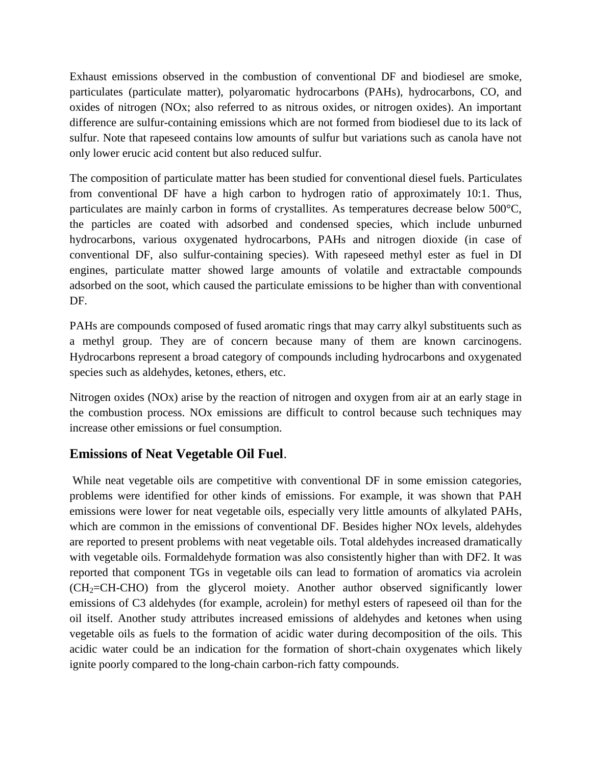Exhaust emissions observed in the combustion of conventional DF and biodiesel are smoke, particulates (particulate matter), polyaromatic hydrocarbons (PAHs), hydrocarbons, CO, and oxides of nitrogen (NOx; also referred to as nitrous oxides, or nitrogen oxides). An important difference are sulfur-containing emissions which are not formed from biodiesel due to its lack of sulfur. Note that rapeseed contains low amounts of sulfur but variations such as canola have not only lower erucic acid content but also reduced sulfur.

The composition of particulate matter has been studied for conventional diesel fuels. Particulates from conventional DF have a high carbon to hydrogen ratio of approximately 10:1. Thus, particulates are mainly carbon in forms of crystallites. As temperatures decrease below 500°C, the particles are coated with adsorbed and condensed species, which include unburned hydrocarbons, various oxygenated hydrocarbons, PAHs and nitrogen dioxide (in case of conventional DF, also sulfur-containing species). With rapeseed methyl ester as fuel in DI engines, particulate matter showed large amounts of volatile and extractable compounds adsorbed on the soot, which caused the particulate emissions to be higher than with conventional DF.

PAHs are compounds composed of fused aromatic rings that may carry alkyl substituents such as a methyl group. They are of concern because many of them are known carcinogens. Hydrocarbons represent a broad category of compounds including hydrocarbons and oxygenated species such as aldehydes, ketones, ethers, etc.

Nitrogen oxides (NOx) arise by the reaction of nitrogen and oxygen from air at an early stage in the combustion process. NOx emissions are difficult to control because such techniques may increase other emissions or fuel consumption.

## **Emissions of Neat Vegetable Oil Fuel**.

While neat vegetable oils are competitive with conventional DF in some emission categories, problems were identified for other kinds of emissions. For example, it was shown that PAH emissions were lower for neat vegetable oils, especially very little amounts of alkylated PAHs, which are common in the emissions of conventional DF. Besides higher NOx levels, aldehydes are reported to present problems with neat vegetable oils. Total aldehydes increased dramatically with vegetable oils. Formaldehyde formation was also consistently higher than with DF2. It was reported that component TGs in vegetable oils can lead to formation of aromatics via acrolein ($CH_2$=CH-CHO) from the glycerol moiety. Another author observed significantly lower emissions of C3 aldehydes (for example, acrolein) for methyl esters of rapeseed oil than for the oil itself. Another study attributes increased emissions of aldehydes and ketones when using vegetable oils as fuels to the formation of acidic water during decomposition of the oils. This acidic water could be an indication for the formation of short-chain oxygenates which likely ignite poorly compared to the long-chain carbon-rich fatty compounds.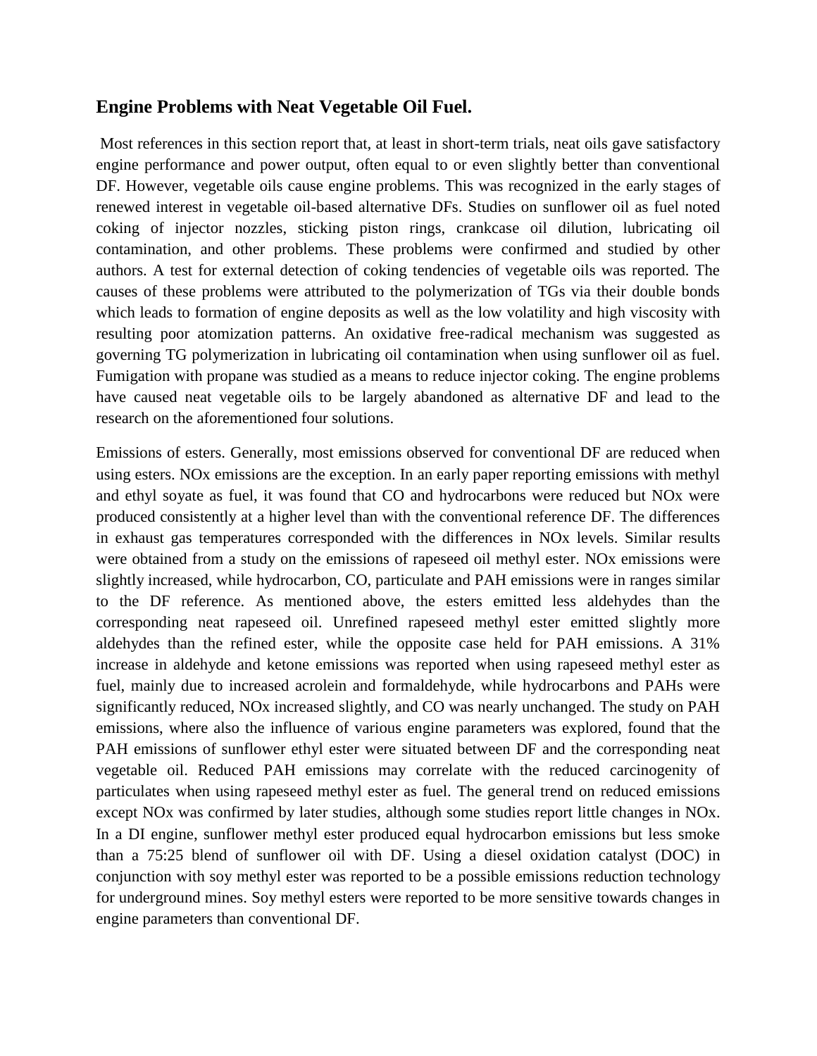## Engine Problems with Neat Vegetable Oil Fuel.

Most references in this section report that, at least in short-term trials, neat oils gave satisfactory engine performance and power output, often equal to or even slightly better than conventional DF. However, vegetable oils cause engine problems. This was recognized in the early stages of renewed interest in vegetable oil-based alternative DFs. Studies on sunflower oil as fuel noted coking of injector nozzles, sticking piston rings, crankcase oil dilution, lubricating oil contamination, and other problems. These problems were confirmed and studied by other authors. A test for external detection of coking tendencies of vegetable oils was reported. The causes of these problems were attributed to the polymerization of TGs via their double bonds which leads to formation of engine deposits as well as the low volatility and high viscosity with resulting poor atomization patterns. An oxidative free-radical mechanism was suggested as governing TG polymerization in lubricating oil contamination when using sunflower oil as fuel. Fumigation with propane was studied as a means to reduce injector coking. The engine problems have caused neat vegetable oils to be largely abandoned as alternative DF and lead to the research on the aforementioned four solutions.

Emissions of esters. Generally, most emissions observed for conventional DF are reduced when using esters. NOx emissions are the exception. In an early paper reporting emissions with methyl and ethyl soyate as fuel, it was found that CO and hydrocarbons were reduced but NOx were produced consistently at a higher level than with the conventional reference DF. The differences in exhaust gas temperatures corresponded with the differences in NOx levels. Similar results were obtained from a study on the emissions of rapeseed oil methyl ester. NOx emissions were slightly increased, while hydrocarbon, CO, particulate and PAH emissions were in ranges similar to the DF reference. As mentioned above, the esters emitted less aldehydes than the corresponding neat rapeseed oil. Unrefined rapeseed methyl ester emitted slightly more aldehydes than the refined ester, while the opposite case held for PAH emissions. A 31% increase in aldehyde and ketone emissions was reported when using rapeseed methyl ester as fuel, mainly due to increased acrolein and formaldehyde, while hydrocarbons and PAHs were significantly reduced, NOx increased slightly, and CO was nearly unchanged. The study on PAH emissions, where also the influence of various engine parameters was explored, found that the PAH emissions of sunflower ethyl ester were situated between DF and the corresponding neat vegetable oil. Reduced PAH emissions may correlate with the reduced carcinogenity of particulates when using rapeseed methyl ester as fuel. The general trend on reduced emissions except NOx was confirmed by later studies, although some studies report little changes in NOx. In a DI engine, sunflower methyl ester produced equal hydrocarbon emissions but less smoke than a 75:25 blend of sunflower oil with DF. Using a diesel oxidation catalyst (DOC) in conjunction with soy methyl ester was reported to be a possible emissions reduction technology for underground mines. Soy methyl esters were reported to be more sensitive towards changes in engine parameters than conventional DF.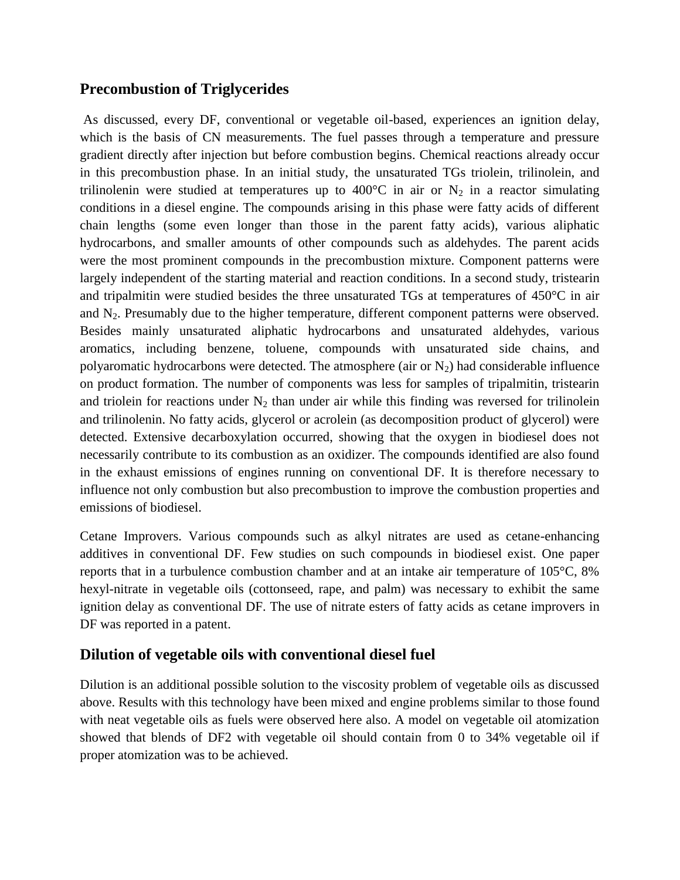## Precombustion of Triglycerides

As discussed, every DF, conventional or vegetable oil-based, experiences an ignition delay, which is the basis of CN measurements. The fuel passes through a temperature and pressure gradient directly after injection but before combustion begins. Chemical reactions already occur in this precombustion phase. In an initial study, the unsaturated TGs triolein, trilinolein, and trilinolenin were studied at temperatures up to 400°C in air or $N_2$ in a reactor simulating conditions in a diesel engine. The compounds arising in this phase were fatty acids of different chain lengths (some even longer than those in the parent fatty acids), various aliphatic hydrocarbons, and smaller amounts of other compounds such as aldehydes. The parent acids were the most prominent compounds in the precombustion mixture. Component patterns were largely independent of the starting material and reaction conditions. In a second study, tristearin and tripalmitin were studied besides the three unsaturated TGs at temperatures of 450°C in air and $N_2$. Presumably due to the higher temperature, different component patterns were observed. Besides mainly unsaturated aliphatic hydrocarbons and unsaturated aldehydes, various aromatics, including benzene, toluene, compounds with unsaturated side chains, and polyaromatic hydrocarbons were detected. The atmosphere (air or $N_2$) had considerable influence on product formation. The number of components was less for samples of tripalmitin, tristearin and triolein for reactions under $N_2$ than under air while this finding was reversed for trilinolein and trilinolenin. No fatty acids, glycerol or acrolein (as decomposition product of glycerol) were detected. Extensive decarboxylation occurred, showing that the oxygen in biodiesel does not necessarily contribute to its combustion as an oxidizer. The compounds identified are also found in the exhaust emissions of engines running on conventional DF. It is therefore necessary to influence not only combustion but also precombustion to improve the combustion properties and emissions of biodiesel.

Cetane Improvers. Various compounds such as alkyl nitrates are used as cetane-enhancing additives in conventional DF. Few studies on such compounds in biodiesel exist. One paper reports that in a turbulence combustion chamber and at an intake air temperature of 105°C, 8% hexyl-nitrate in vegetable oils (cottonseed, rape, and palm) was necessary to exhibit the same ignition delay as conventional DF. The use of nitrate esters of fatty acids as cetane improvers in DF was reported in a patent.

## Dilution of vegetable oils with conventional diesel fuel

Dilution is an additional possible solution to the viscosity problem of vegetable oils as discussed above. Results with this technology have been mixed and engine problems similar to those found with neat vegetable oils as fuels were observed here also. A model on vegetable oil atomization showed that blends of DF2 with vegetable oil should contain from 0 to 34% vegetable oil if proper atomization was to be achieved.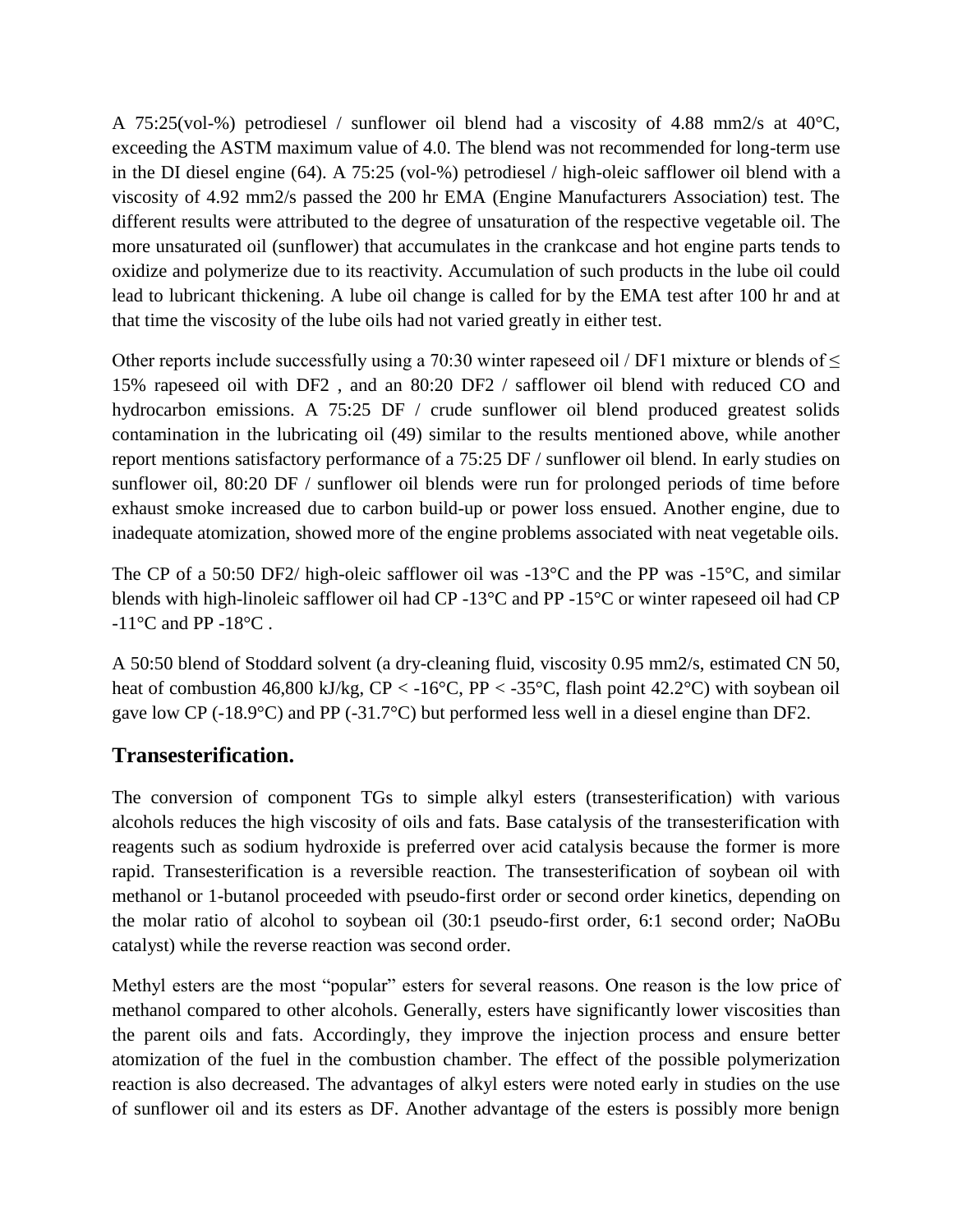A 75:25(vol-%) petrodiesel / sunflower oil blend had a viscosity of 4.88 mm2/s at 40°C, exceeding the ASTM maximum value of 4.0. The blend was not recommended for long-term use in the DI diesel engine (64). A 75:25 (vol-%) petrodiesel / high-oleic safflower oil blend with a viscosity of 4.92 mm2/s passed the 200 hr EMA (Engine Manufacturers Association) test. The different results were attributed to the degree of unsaturation of the respective vegetable oil. The more unsaturated oil (sunflower) that accumulates in the crankcase and hot engine parts tends to oxidize and polymerize due to its reactivity. Accumulation of such products in the lube oil could lead to lubricant thickening. A lube oil change is called for by the EMA test after 100 hr and at that time the viscosity of the lube oils had not varied greatly in either test.

Other reports include successfully using a 70:30 winter rapeseed oil / DF1 mixture or blends of ≤ 15% rapeseed oil with DF2 , and an 80:20 DF2 / safflower oil blend with reduced CO and hydrocarbon emissions. A 75:25 DF / crude sunflower oil blend produced greatest solids contamination in the lubricating oil (49) similar to the results mentioned above, while another report mentions satisfactory performance of a 75:25 DF / sunflower oil blend. In early studies on sunflower oil, 80:20 DF / sunflower oil blends were run for prolonged periods of time before exhaust smoke increased due to carbon build-up or power loss ensued. Another engine, due to inadequate atomization, showed more of the engine problems associated with neat vegetable oils.

The CP of a 50:50 DF2/ high-oleic safflower oil was -13°C and the PP was -15°C, and similar blends with high-linoleic safflower oil had CP -13°C and PP -15°C or winter rapeseed oil had CP -11°C and PP -18°C .

A 50:50 blend of Stoddard solvent (a dry-cleaning fluid, viscosity 0.95 mm2/s, estimated CN 50, heat of combustion 46,800 kJ/kg, CP < -16°C, PP < -35°C, flash point 42.2°C) with soybean oil gave low CP (-18.9°C) and PP (-31.7°C) but performed less well in a diesel engine than DF2.

## Transesterification.

The conversion of component TGs to simple alkyl esters (transesterification) with various alcohols reduces the high viscosity of oils and fats. Base catalysis of the transesterification with reagents such as sodium hydroxide is preferred over acid catalysis because the former is more rapid. Transesterification is a reversible reaction. The transesterification of soybean oil with methanol or 1-butanol proceeded with pseudo-first order or second order kinetics, depending on the molar ratio of alcohol to soybean oil (30:1 pseudo-first order, 6:1 second order; NaOBu catalyst) while the reverse reaction was second order.

Methyl esters are the most "popular" esters for several reasons. One reason is the low price of methanol compared to other alcohols. Generally, esters have significantly lower viscosities than the parent oils and fats. Accordingly, they improve the injection process and ensure better atomization of the fuel in the combustion chamber. The effect of the possible polymerization reaction is also decreased. The advantages of alkyl esters were noted early in studies on the use of sunflower oil and its esters as DF. Another advantage of the esters is possibly more benign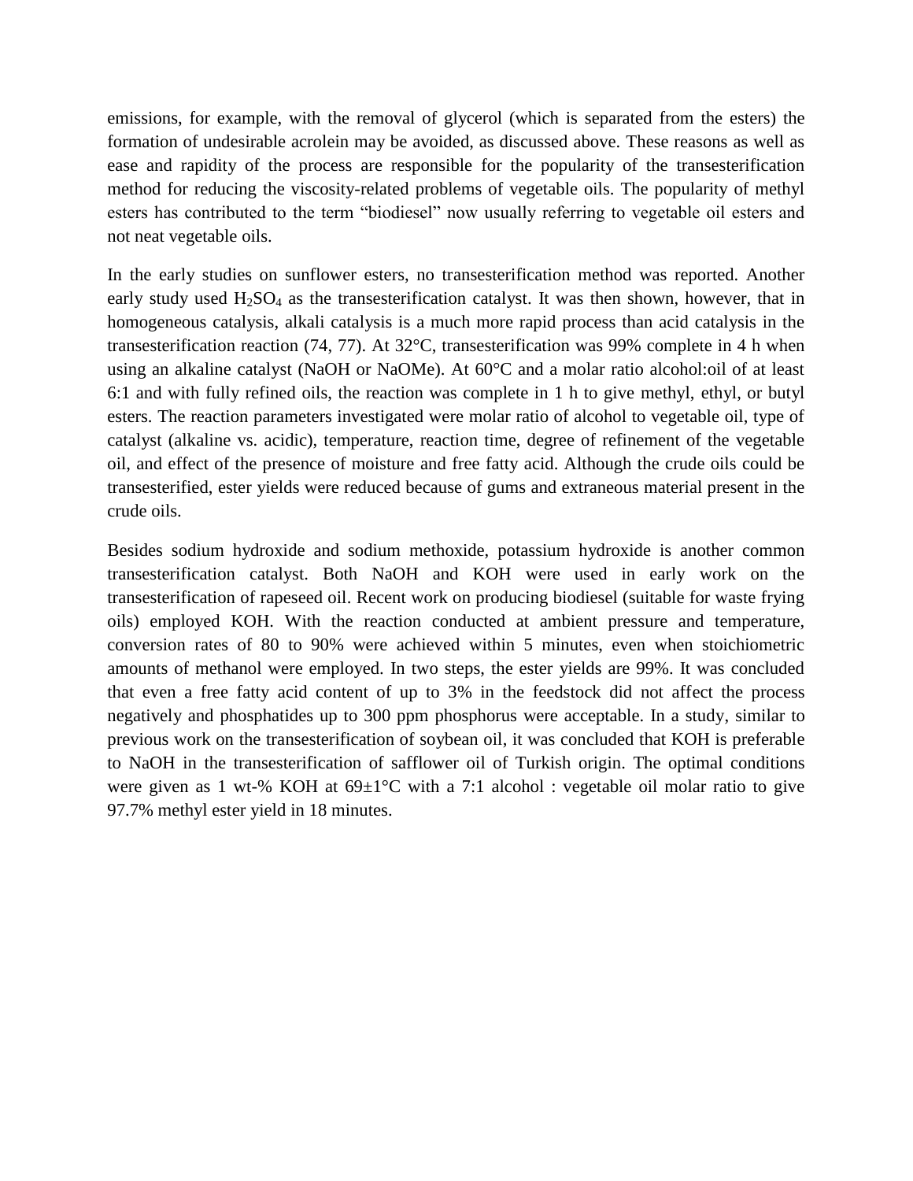emissions, for example, with the removal of glycerol (which is separated from the esters) the formation of undesirable acrolein may be avoided, as discussed above. These reasons as well as ease and rapidity of the process are responsible for the popularity of the transesterification method for reducing the viscosity-related problems of vegetable oils. The popularity of methyl esters has contributed to the term "biodiesel" now usually referring to vegetable oil esters and not neat vegetable oils.

In the early studies on sunflower esters, no transesterification method was reported. Another early study used $H_2SO_4$ as the transesterification catalyst. It was then shown, however, that in homogeneous catalysis, alkali catalysis is a much more rapid process than acid catalysis in the transesterification reaction (74, 77). At 32°C, transesterification was 99% complete in 4 h when using an alkaline catalyst (NaOH or NaOMe). At 60°C and a molar ratio alcohol:oil of at least 6:1 and with fully refined oils, the reaction was complete in 1 h to give methyl, ethyl, or butyl esters. The reaction parameters investigated were molar ratio of alcohol to vegetable oil, type of catalyst (alkaline vs. acidic), temperature, reaction time, degree of refinement of the vegetable oil, and effect of the presence of moisture and free fatty acid. Although the crude oils could be transesterified, ester yields were reduced because of gums and extraneous material present in the crude oils.

Besides sodium hydroxide and sodium methoxide, potassium hydroxide is another common transesterification catalyst. Both NaOH and KOH were used in early work on the transesterification of rapeseed oil. Recent work on producing biodiesel (suitable for waste frying oils) employed KOH. With the reaction conducted at ambient pressure and temperature, conversion rates of 80 to 90% were achieved within 5 minutes, even when stoichiometric amounts of methanol were employed. In two steps, the ester yields are 99%. It was concluded that even a free fatty acid content of up to 3% in the feedstock did not affect the process negatively and phosphatides up to 300 ppm phosphorus were acceptable. In a study, similar to previous work on the transesterification of soybean oil, it was concluded that KOH is preferable to NaOH in the transesterification of safflower oil of Turkish origin. The optimal conditions were given as 1 wt-% KOH at 69±1°C with a 7:1 alcohol : vegetable oil molar ratio to give 97.7% methyl ester yield in 18 minutes.